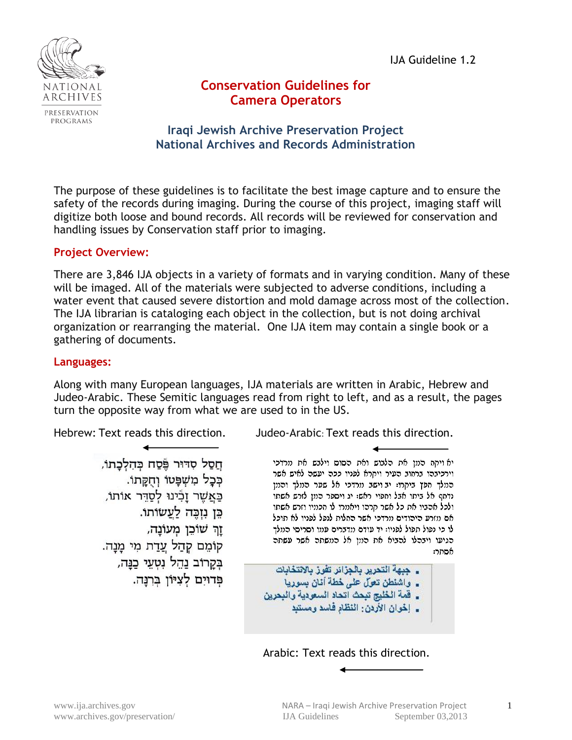IJA Guideline 1.2

# Conservation Guidelines for Camera Operators

## Iraqi Jewish Archive Preservation Project
## National Archives and Records Administration

The purpose of these guidelines is to facilitate the best image capture and to ensure the safety of the records during imaging. During the course of this project, imaging staff will digitize both loose and bound records. All records will be reviewed for conservation and handling issues by Conservation staff prior to imaging.

### Project Overview:

There are 3,846 IJA objects in a variety of formats and in varying condition. Many of these will be imaged. All of the materials were subjected to adverse conditions, including a water event that caused severe distortion and mold damage across most of the collection. The IJA librarian is cataloging each object in the collection, but is not doing archival organization or rearranging the material. One IJA item may contain a single book or a gathering of documents.

### Languages:

Along with many European languages, IJA materials are written in Arabic, Hebrew and Judeo-Arabic. These Semitic languages read from right to left, and as a result, the pages turn the opposite way from what we are used to in the US.

Hebrew: Text reads this direction. ←

חֲסַל סִדּוּר פֶּסַח כְּהִלְכָתוֹ,
כְּכָל מִשְׁפָּטוֹ וְחֻקָּתוֹ.
כַּאֲשֶׁר זָכִינוּ לְסַדֵּר אוֹתוֹ,
כֵּן נִזְכֶּה לַעֲשׂוֹתוֹ.
זָךְ שׁוֹכֵן מְעוֹנָה,
קוֹמֵם קְהַל עֲדַת מִי מָנָה.
בְּקָרוֹב נַהֵל נִטְעֵי כַנָּה,
פְּדוּיִם לְצִיּוֹן בְּרִנָּה.

Judeo-Arabic: Text reads this direction. ←

יא ויקח המן את הלבוש ואת הסוס וילבש את מרדכי וירכיבהו ברחוב העיר ויקרא לפניו ככה יעשה לאיש אשר המלך חפץ ביקרו: יב וישב מרדכי אל שער המלך והמן נדחף אל ביתו אבל וחפוי ראש: יג ויספר המן לזרש אשתו ולכל אהביו את כל אשר קרהו ויאמרו לו חכמיו וזרש אשתו אם מזרע היהודים מרדכי אשר החלות לנפל לפניו לא תוכל לו כי נפול תפול לפניו: יד עודם מדברים עמו וסריסי המלך הגיעו ויבהלו להביא את המן אל המשתה אשר עשתה אסתר:

- جبهة التحرير بالجزائر تفوز بالانتخابات
- واشنطن تعوّل على خطة أنان بسوريا
- قمة الخليج تبحث اتحاد السعودية والبحرين
- إخوان الأردن: النظام فاسد ومستبد

Arabic: Text reads this direction. ←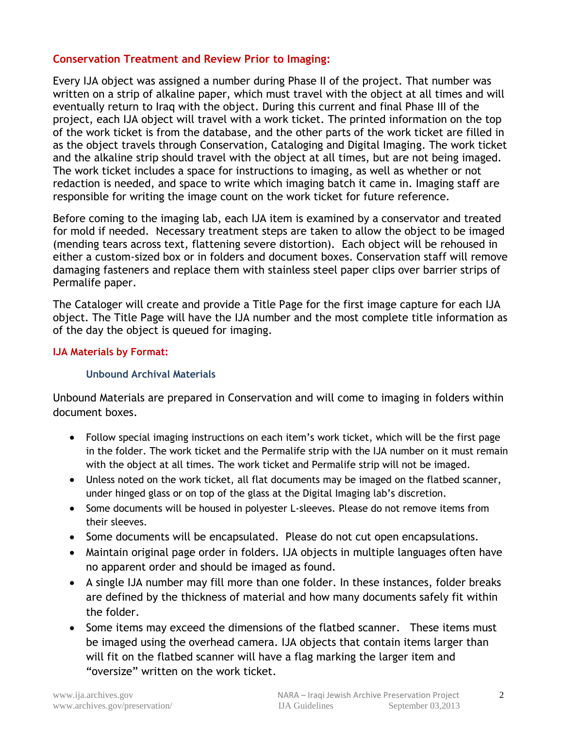## Conservation Treatment and Review Prior to Imaging:

Every IJA object was assigned a number during Phase II of the project. That number was written on a strip of alkaline paper, which must travel with the object at all times and will eventually return to Iraq with the object. During this current and final Phase III of the project, each IJA object will travel with a work ticket. The printed information on the top of the work ticket is from the database, and the other parts of the work ticket are filled in as the object travels through Conservation, Cataloging and Digital Imaging. The work ticket and the alkaline strip should travel with the object at all times, but are not being imaged. The work ticket includes a space for instructions to imaging, as well as whether or not redaction is needed, and space to write which imaging batch it came in. Imaging staff are responsible for writing the image count on the work ticket for future reference.

Before coming to the imaging lab, each IJA item is examined by a conservator and treated for mold if needed. Necessary treatment steps are taken to allow the object to be imaged (mending tears across text, flattening severe distortion). Each object will be rehoused in either a custom-sized box or in folders and document boxes. Conservation staff will remove damaging fasteners and replace them with stainless steel paper clips over barrier strips of Permalife paper.

The Cataloger will create and provide a Title Page for the first image capture for each IJA object. The Title Page will have the IJA number and the most complete title information as of the day the object is queued for imaging.

## IJA Materials by Format:

### Unbound Archival Materials

Unbound Materials are prepared in Conservation and will come to imaging in folders within document boxes.

- Follow special imaging instructions on each item's work ticket, which will be the first page in the folder. The work ticket and the Permalife strip with the IJA number on it must remain with the object at all times. The work ticket and Permalife strip will not be imaged.
- Unless noted on the work ticket, all flat documents may be imaged on the flatbed scanner, under hinged glass or on top of the glass at the Digital Imaging lab's discretion.
- Some documents will be housed in polyester L-sleeves. Please do not remove items from their sleeves.
- Some documents will be encapsulated. Please do not cut open encapsulations.
- Maintain original page order in folders. IJA objects in multiple languages often have no apparent order and should be imaged as found.
- A single IJA number may fill more than one folder. In these instances, folder breaks are defined by the thickness of material and how many documents safely fit within the folder.
- Some items may exceed the dimensions of the flatbed scanner. These items must be imaged using the overhead camera. IJA objects that contain items larger than will fit on the flatbed scanner will have a flag marking the larger item and "oversize" written on the work ticket.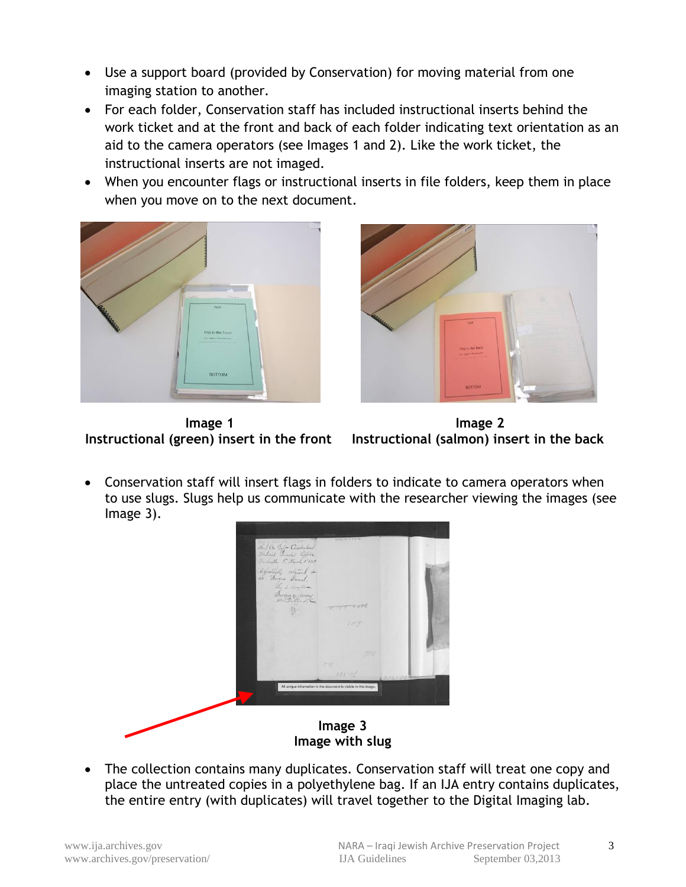- Use a support board (provided by Conservation) for moving material from one imaging station to another.
- For each folder, Conservation staff has included instructional inserts behind the work ticket and at the front and back of each folder indicating text orientation as an aid to the camera operators (see Images 1 and 2). Like the work ticket, the instructional inserts are not imaged.
- When you encounter flags or instructional inserts in file folders, keep them in place when you move on to the next document.

**Image 1**
**Instructional (green) insert in the front**

**Image 2**
**Instructional (salmon) insert in the back**

- Conservation staff will insert flags in folders to indicate to camera operators when to use slugs. Slugs help us communicate with the researcher viewing the images (see Image 3).

**Image 3**
**Image with slug**

- The collection contains many duplicates. Conservation staff will treat one copy and place the untreated copies in a polyethylene bag. If an IJA entry contains duplicates, the entire entry (with duplicates) will travel together to the Digital Imaging lab.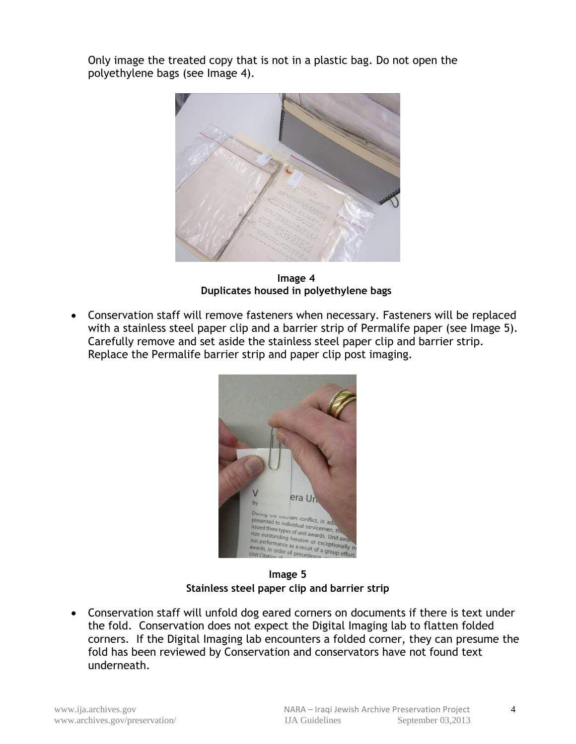Only image the treated copy that is not in a plastic bag. Do not open the polyethylene bags (see Image 4).

**Image 4**
**Duplicates housed in polyethylene bags**

- Conservation staff will remove fasteners when necessary. Fasteners will be replaced with a stainless steel paper clip and a barrier strip of Permalife paper (see Image 5). Carefully remove and set aside the stainless steel paper clip and barrier strip. Replace the Permalife barrier strip and paper clip post imaging.

**Image 5**
**Stainless steel paper clip and barrier strip**

- Conservation staff will unfold dog eared corners on documents if there is text under the fold. Conservation does not expect the Digital Imaging lab to flatten folded corners. If the Digital Imaging lab encounters a folded corner, they can presume the fold has been reviewed by Conservation and conservators have not found text underneath.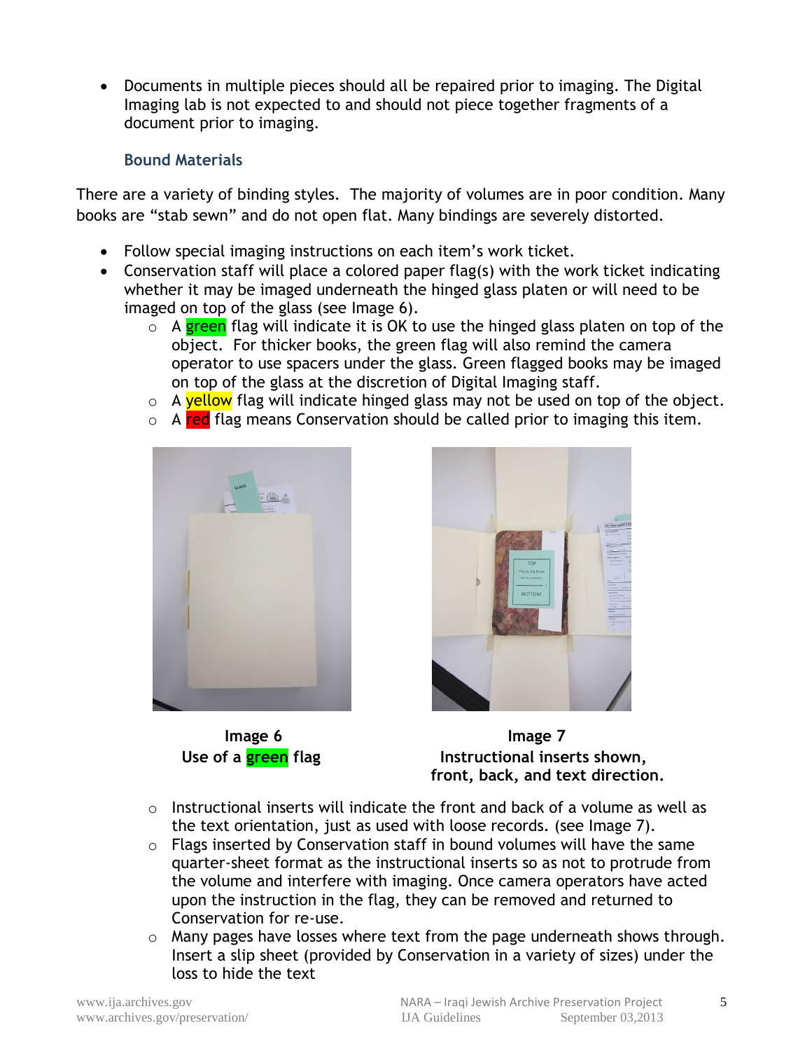- Documents in multiple pieces should all be repaired prior to imaging. The Digital Imaging lab is not expected to and should not piece together fragments of a document prior to imaging.

### Bound Materials

There are a variety of binding styles. The majority of volumes are in poor condition. Many books are "stab sewn" and do not open flat. Many bindings are severely distorted.

- Follow special imaging instructions on each item's work ticket.
- Conservation staff will place a colored paper flag(s) with the work ticket indicating whether it may be imaged underneath the hinged glass platen or will need to be imaged on top of the glass (see Image 6).
  - A green flag will indicate it is OK to use the hinged glass platen on top of the object. For thicker books, the green flag will also remind the camera operator to use spacers under the glass. Green flagged books may be imaged on top of the glass at the discretion of Digital Imaging staff.
  - A yellow flag will indicate hinged glass may not be used on top of the object.
  - A red flag means Conservation should be called prior to imaging this item.

**Image 6**
**Use of a green flag**

**Image 7**
**Instructional inserts shown, front, back, and text direction.**

  - Instructional inserts will indicate the front and back of a volume as well as the text orientation, just as used with loose records. (see Image 7).
  - Flags inserted by Conservation staff in bound volumes will have the same quarter-sheet format as the instructional inserts so as not to protrude from the volume and interfere with imaging. Once camera operators have acted upon the instruction in the flag, they can be removed and returned to Conservation for re-use.
  - Many pages have losses where text from the page underneath shows through. Insert a slip sheet (provided by Conservation in a variety of sizes) under the loss to hide the text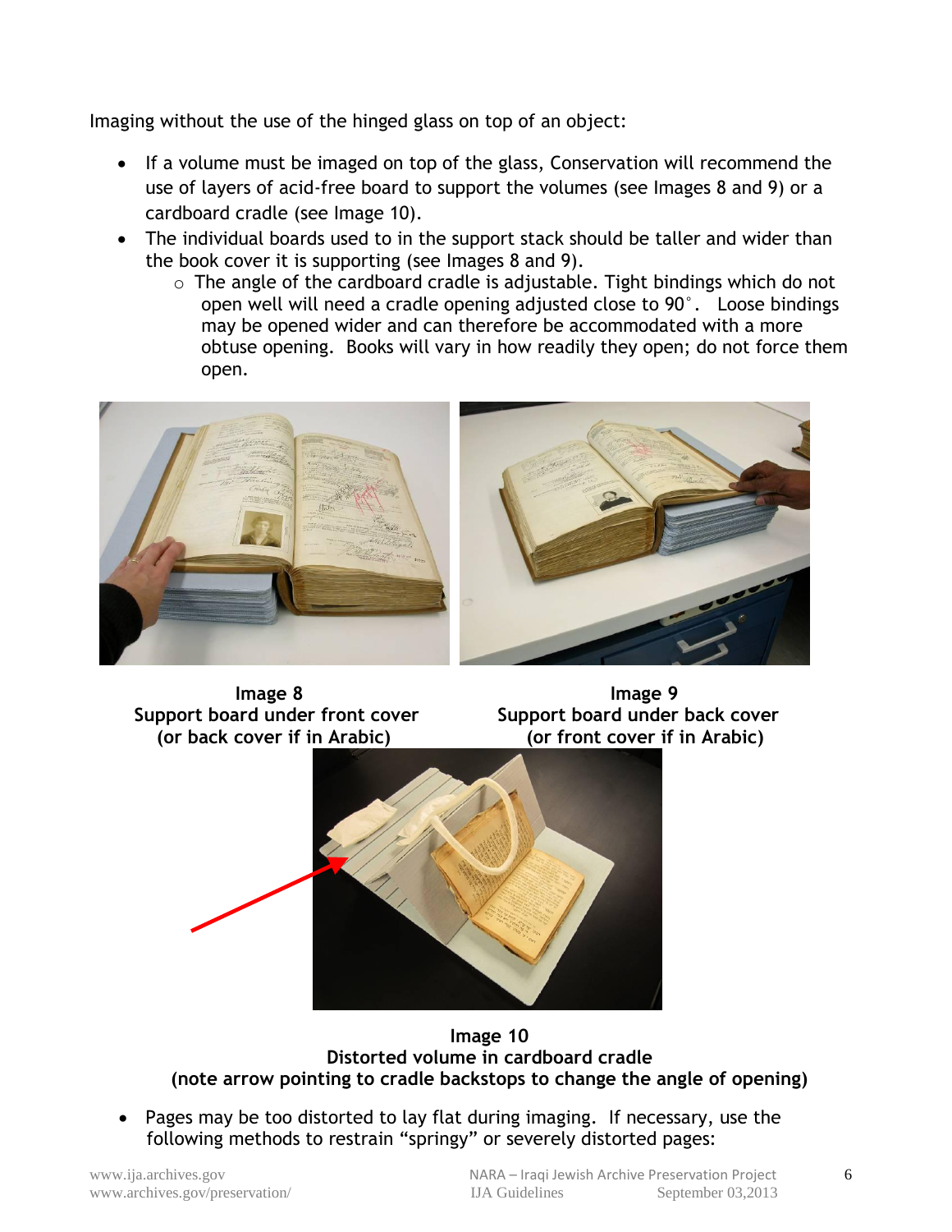Imaging without the use of the hinged glass on top of an object:

- If a volume must be imaged on top of the glass, Conservation will recommend the use of layers of acid-free board to support the volumes (see Images 8 and 9) or a cardboard cradle (see Image 10).
- The individual boards used to in the support stack should be taller and wider than the book cover it is supporting (see Images 8 and 9).
  - The angle of the cardboard cradle is adjustable. Tight bindings which do not open well will need a cradle opening adjusted close to 90°. Loose bindings may be opened wider and can therefore be accommodated with a more obtuse opening. Books will vary in how readily they open; do not force them open.

**Image 8**
**Support board under front cover (or back cover if in Arabic)**

**Image 9**
**Support board under back cover (or front cover if in Arabic)**

**Image 10**
**Distorted volume in cardboard cradle**
**(note arrow pointing to cradle backstops to change the angle of opening)**

- Pages may be too distorted to lay flat during imaging. If necessary, use the following methods to restrain "springy" or severely distorted pages: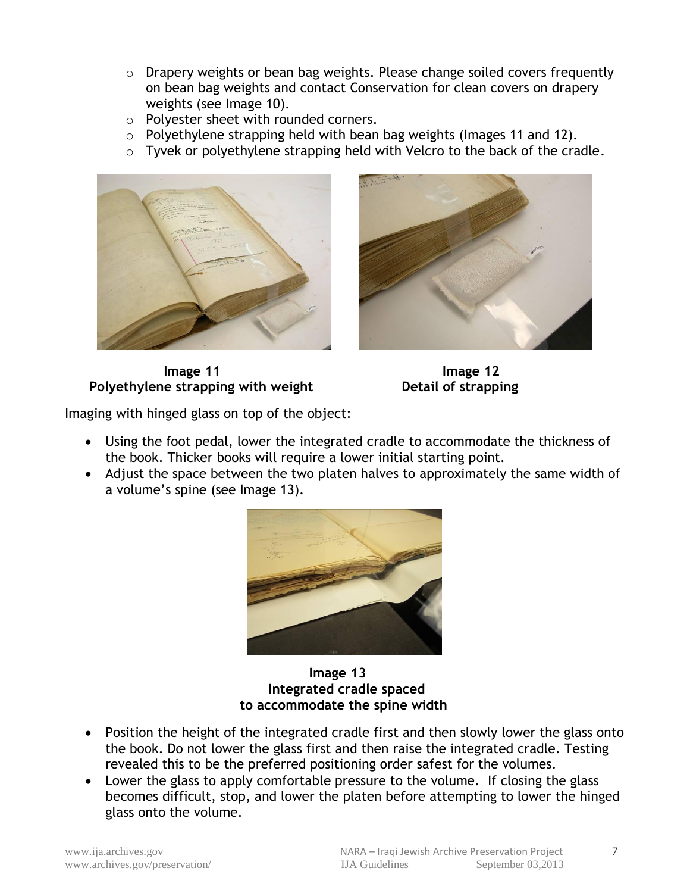- Drapery weights or bean bag weights. Please change soiled covers frequently on bean bag weights and contact Conservation for clean covers on drapery weights (see Image 10).
- Polyester sheet with rounded corners.
- Polyethylene strapping held with bean bag weights (Images 11 and 12).
- Tyvek or polyethylene strapping held with Velcro to the back of the cradle.

**Image 11**
**Polyethylene strapping with weight**

**Image 12**
**Detail of strapping**

Imaging with hinged glass on top of the object:

- Using the foot pedal, lower the integrated cradle to accommodate the thickness of the book. Thicker books will require a lower initial starting point.
- Adjust the space between the two platen halves to approximately the same width of a volume's spine (see Image 13).

**Image 13**
**Integrated cradle spaced to accommodate the spine width**

- Position the height of the integrated cradle first and then slowly lower the glass onto the book. Do not lower the glass first and then raise the integrated cradle. Testing revealed this to be the preferred positioning order safest for the volumes.
- Lower the glass to apply comfortable pressure to the volume. If closing the glass becomes difficult, stop, and lower the platen before attempting to lower the hinged glass onto the volume.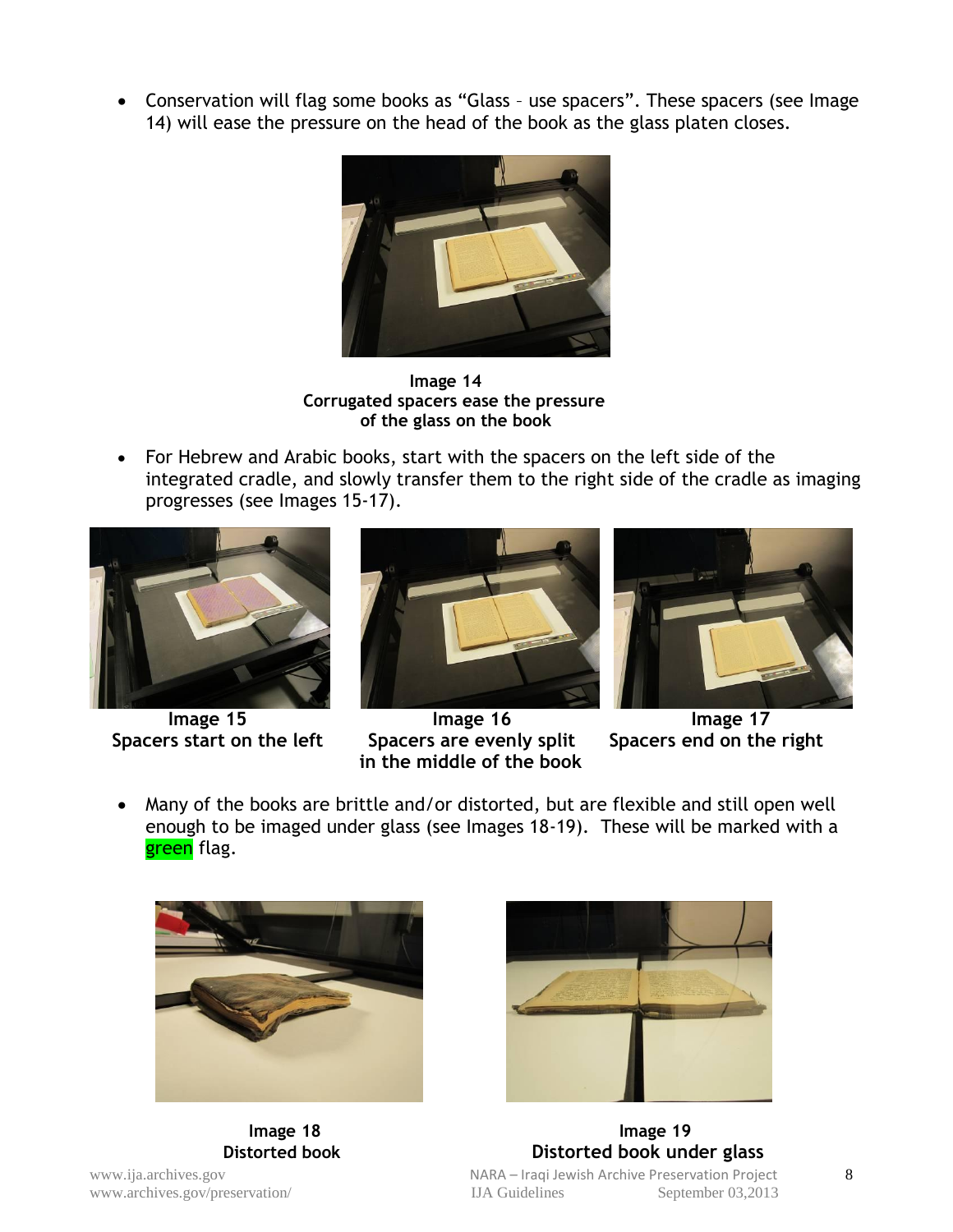- Conservation will flag some books as “Glass – use spacers”. These spacers (see Image 14) will ease the pressure on the head of the book as the glass platen closes.

**Image 14**
**Corrugated spacers ease the pressure of the glass on the book**

- For Hebrew and Arabic books, start with the spacers on the left side of the integrated cradle, and slowly transfer them to the right side of the cradle as imaging progresses (see Images 15-17).

**Image 15**
**Spacers start on the left**

**Image 16**
**Spacers are evenly split in the middle of the book**

**Image 17**
**Spacers end on the right**

- Many of the books are brittle and/or distorted, but are flexible and still open well enough to be imaged under glass (see Images 18-19). These will be marked with a green flag.

**Image 18**
**Distorted book**

**Image 19**
**Distorted book under glass**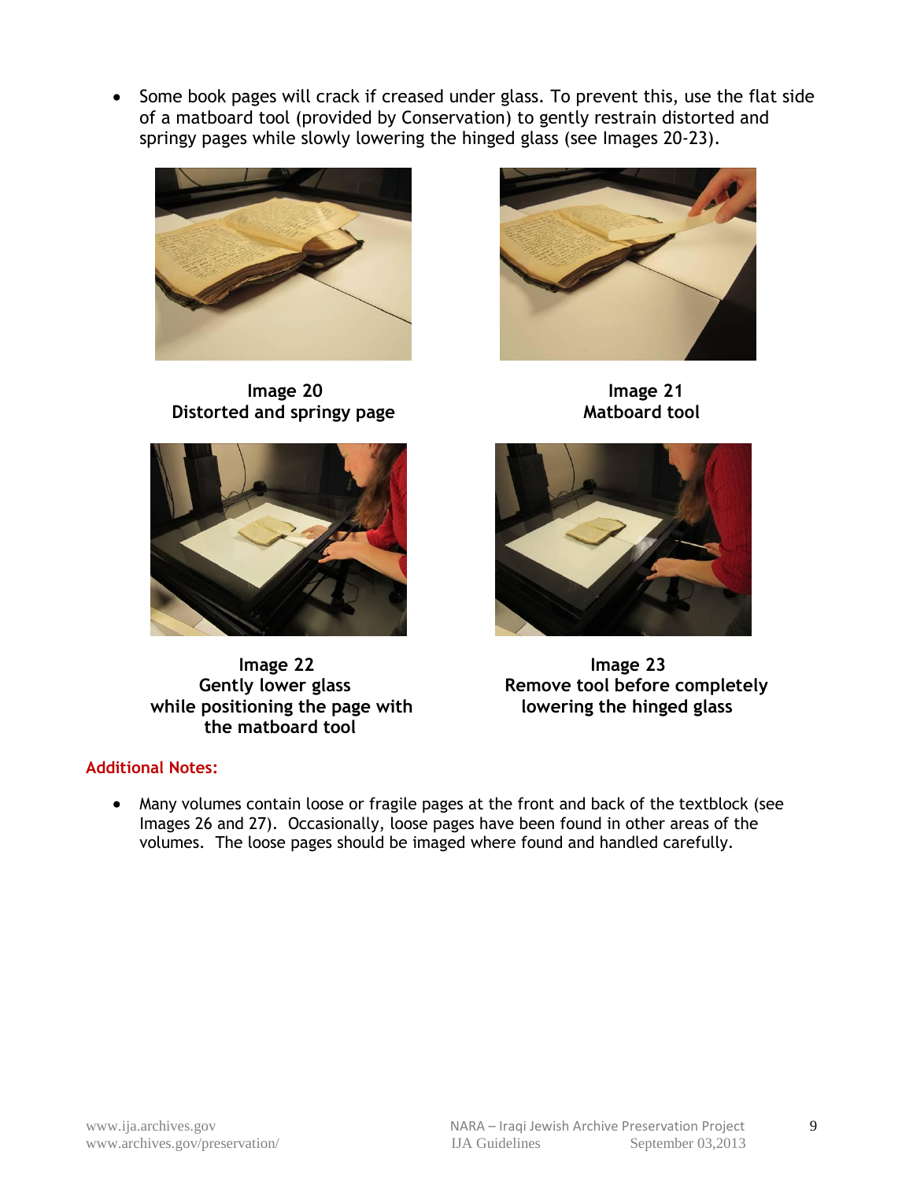- Some book pages will crack if creased under glass. To prevent this, use the flat side of a matboard tool (provided by Conservation) to gently restrain distorted and springy pages while slowly lowering the hinged glass (see Images 20-23).

**Image 20**
**Distorted and springy page**

**Image 21**
**Matboard tool**

**Image 22**
**Gently lower glass while positioning the page with the matboard tool**

**Image 23**
**Remove tool before completely lowering the hinged glass**

### Additional Notes:

- Many volumes contain loose or fragile pages at the front and back of the textblock (see Images 26 and 27). Occasionally, loose pages have been found in other areas of the volumes. The loose pages should be imaged where found and handled carefully.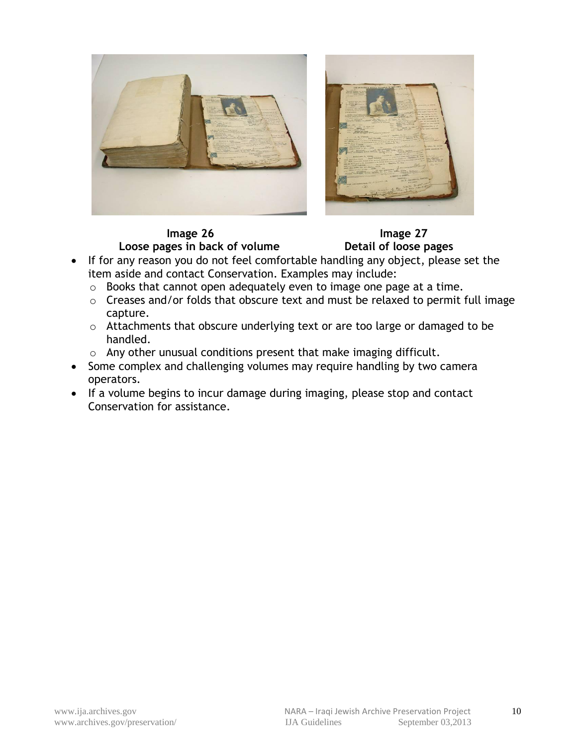**Image 26**
**Loose pages in back of volume**

**Image 27**
**Detail of loose pages**

- If for any reason you do not feel comfortable handling any object, please set the item aside and contact Conservation. Examples may include:
  - Books that cannot open adequately even to image one page at a time.
  - Creases and/or folds that obscure text and must be relaxed to permit full image capture.
  - Attachments that obscure underlying text or are too large or damaged to be handled.
  - Any other unusual conditions present that make imaging difficult.
- Some complex and challenging volumes may require handling by two camera operators.
- If a volume begins to incur damage during imaging, please stop and contact Conservation for assistance.